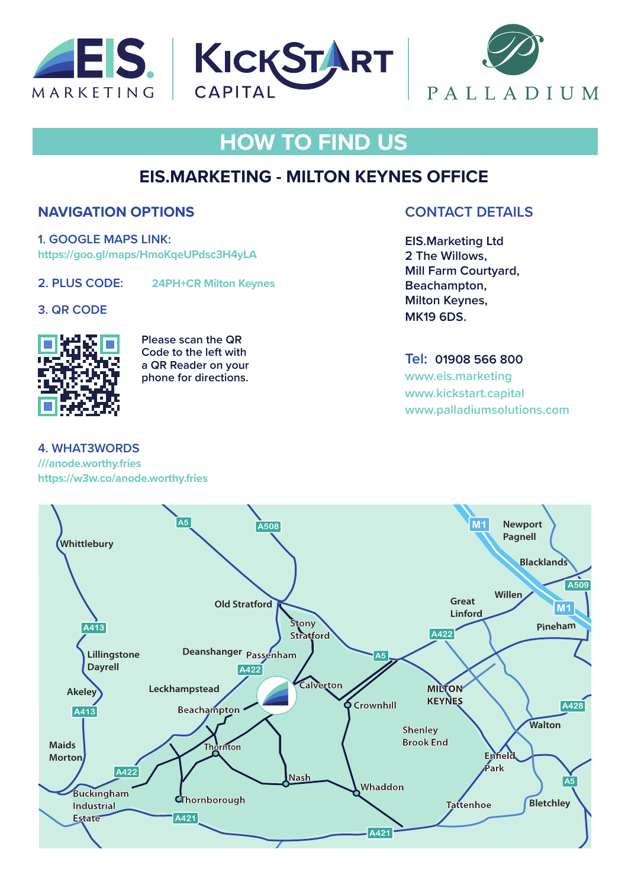EIS MARKETING | KICKSTART CAPITAL | PALLADIUM

# HOW TO FIND US

## EIS.MARKETING - MILTON KEYNES OFFICE

### NAVIGATION OPTIONS

**1. GOOGLE MAPS LINK:**
https://goo.gl/maps/HmoKqeUPdsc3H4yLA

**2. PLUS CODE:** 24PH+CR Milton Keynes

**3. QR CODE**

Please scan the QR Code to the left with a QR Reader on your phone for directions.

**4. WHAT3WORDS**
///anode.worthy.fries
https://w3w.co/anode.worthy.fries

### CONTACT DETAILS

EIS.Marketing Ltd
2 The Willows,
Mill Farm Courtyard,
Beachampton,
Milton Keynes,
MK19 6DS.

Tel: 01908 566 800
www.eis.marketing
www.kickstart.capital
www.palladiumsolutions.com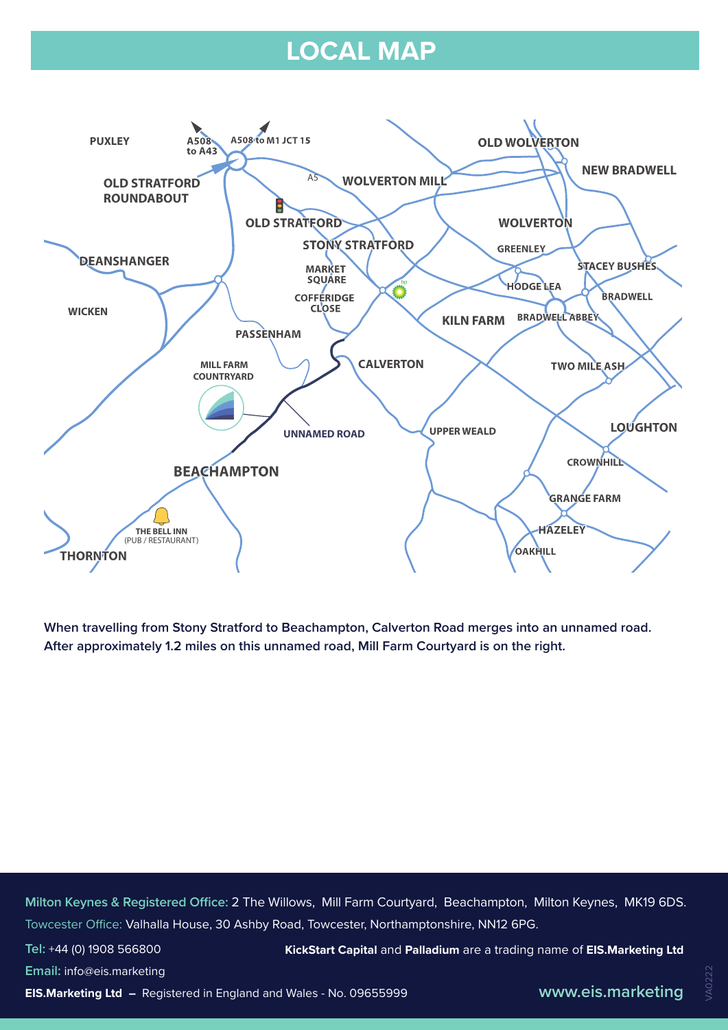# LOCAL MAP

PUXLEY
A508 to A43
A508 to M1 JCT 15
OLD STRATFORD ROUNDABOUT
A5
OLD WOLVERTON
NEW BRADWELL
WOLVERTON MILL
OLD STRATFORD
WOLVERTON
STONY STRATFORD
GREENLEY
DEANSHANGER
MARKET SQUARE
STACEY BUSHES
HODGE LEA
COFFERIDGE CLOSE
BRADWELL
WICKEN
KILN FARM
BRADWELL ABBEY
PASSENHAM
CALVERTON
TWO MILE ASH
MILL FARM COUNTRYARD
UNNAMED ROAD
UPPER WEALD
LOUGHTON
CROWNHILL
BEACHAMPTON
GRANGE FARM
THE BELL INN
(PUB / RESTAURANT)
HAZELEY
OAKHILL
THORNTON

When travelling from Stony Stratford to Beachampton, Calverton Road merges into an unnamed road. After approximately 1.2 miles on this unnamed road, Mill Farm Courtyard is on the right.

**Milton Keynes & Registered Office:** 2 The Willows, Mill Farm Courtyard, Beachampton, Milton Keynes, MK19 6DS.
Towcester Office: Valhalla House, 30 Ashby Road, Towcester, Northamptonshire, NN12 6PG.

**Tel:** +44 (0) 1908 566800
**Email:** info@eis.marketing

**KickStart Capital** and **Palladium** are a trading name of **EIS.Marketing Ltd**

**EIS.Marketing Ltd –** Registered in England and Wales - No. 09655999

www.eis.marketing

VA0222